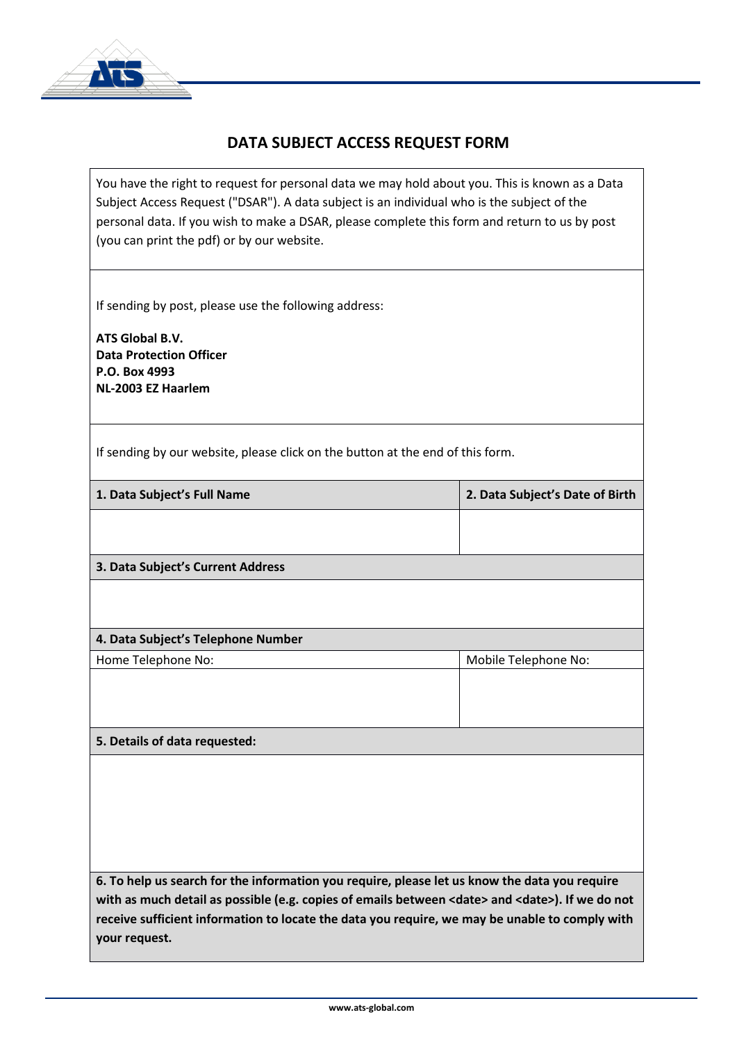# DATA SUBJECT ACCESS REQUEST FORM

You have the right to request for personal data we may hold about you. This is known as a Data Subject Access Request ("DSAR"). A data subject is an individual who is the subject of the personal data. If you wish to make a DSAR, please complete this form and return to us by post (you can print the pdf) or by our website.

If sending by post, please use the following address:

**ATS Global B.V.**
**Data Protection Officer**
**P.O. Box 4993**
**NL-2003 EZ Haarlem**

If sending by our website, please click on the button at the end of this form.

| **1. Data Subject's Full Name** | **2. Data Subject's Date of Birth** |
| --- | --- |
| | |

| **3. Data Subject's Current Address** |
| --- |
| |

| **4. Data Subject's Telephone Number** | |
| --- | --- |
| Home Telephone No: | Mobile Telephone No: |
| | |

| **5. Details of data requested:** |
| --- |
| |

**6. To help us search for the information you require, please let us know the data you require with as much detail as possible (e.g. copies of emails between <date> and <date>). If we do not receive sufficient information to locate the data you require, we may be unable to comply with your request.**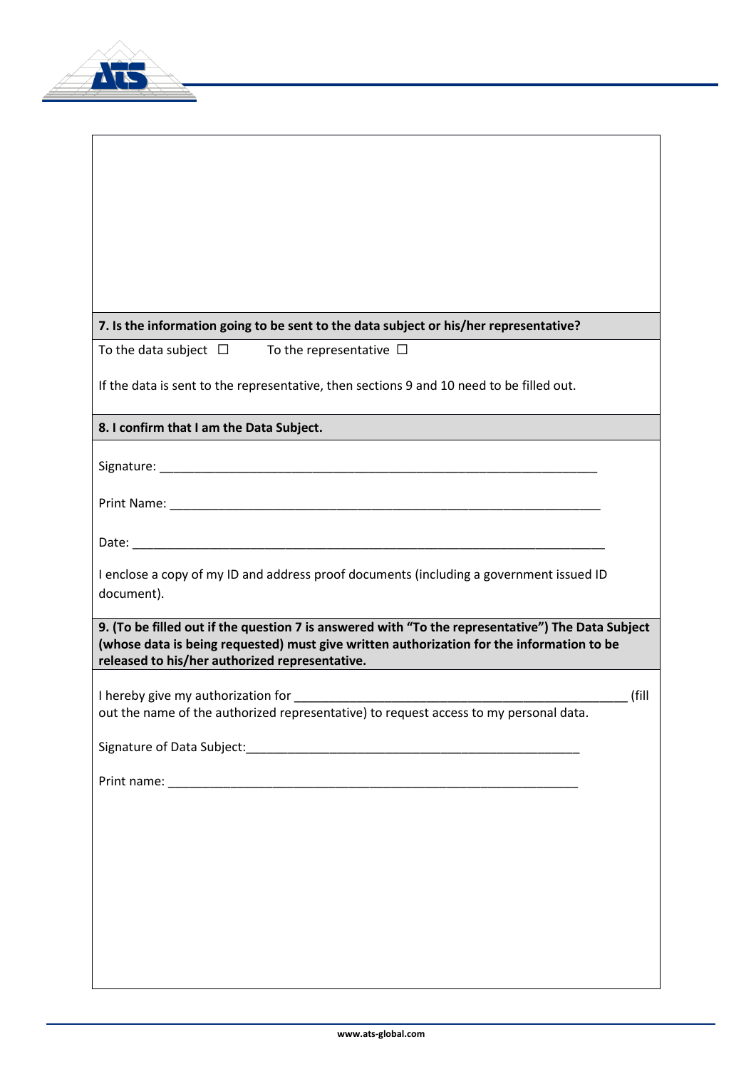**7. Is the information going to be sent to the data subject or his/her representative?**

To the data subject ☐ To the representative ☐

If the data is sent to the representative, then sections 9 and 10 need to be filled out.

**8. I confirm that I am the Data Subject.**

Signature: ___________________________________________________________________

Print Name: __________________________________________________________________

Date: _______________________________________________________________________

I enclose a copy of my ID and address proof documents (including a government issued ID document).

**9. (To be filled out if the question 7 is answered with "To the representative") The Data Subject (whose data is being requested) must give written authorization for the information to be released to his/her authorized representative.**

I hereby give my authorization for ___________________________________________________ (fill out the name of the authorized representative) to request access to my personal data.

Signature of Data Subject:___________________________________________________

Print name: ____________________________________________________________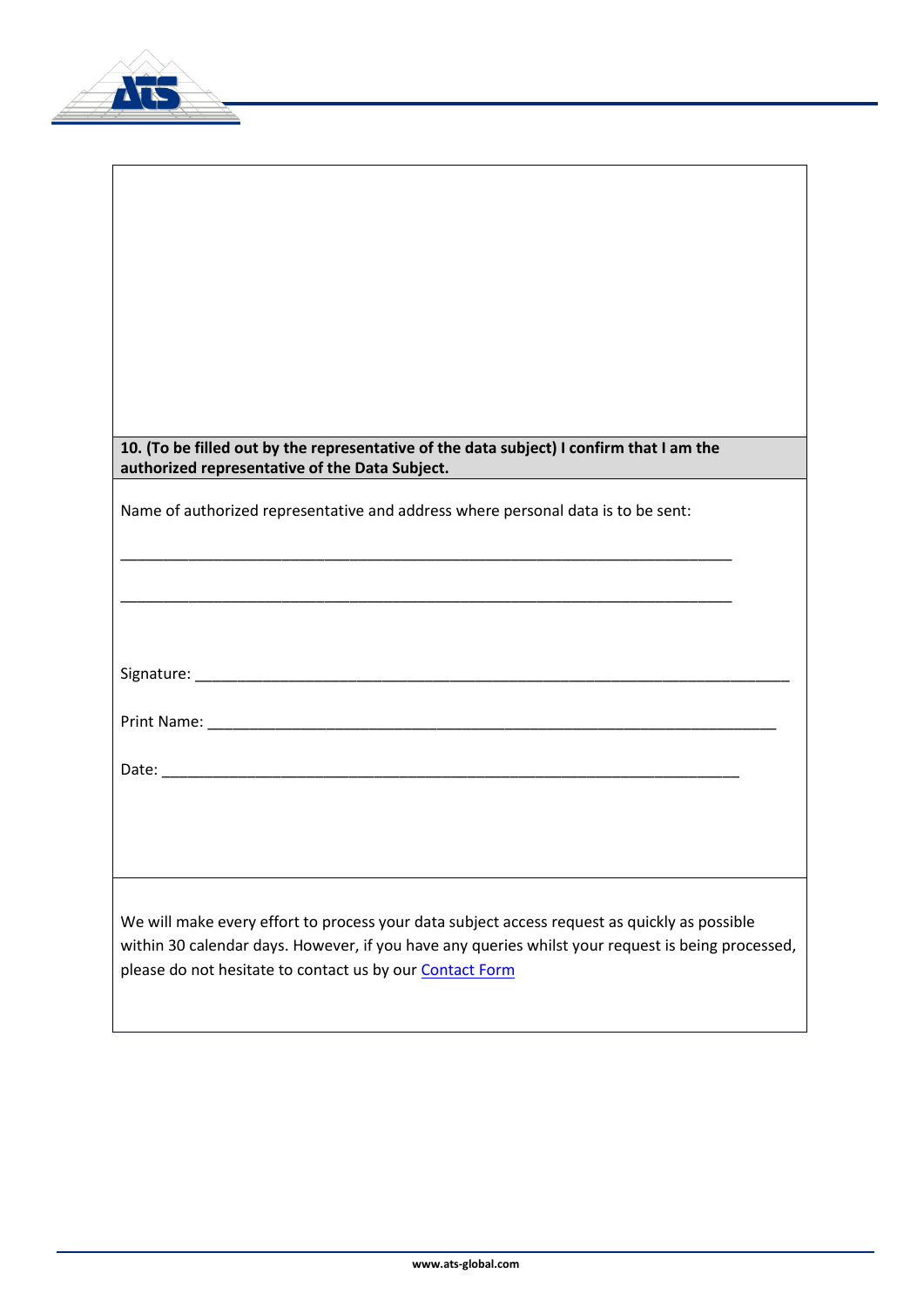**10. (To be filled out by the representative of the data subject) I confirm that I am the authorized representative of the Data Subject.**

Name of authorized representative and address where personal data is to be sent:

\_\_\_\_\_\_\_\_\_\_\_\_\_\_\_\_\_\_\_\_\_\_\_\_\_\_\_\_\_\_\_\_\_\_\_\_\_\_\_\_\_\_\_\_\_\_\_\_\_\_\_\_\_\_\_\_\_\_\_\_\_\_\_\_\_\_\_\_\_\_\_\_\_

\_\_\_\_\_\_\_\_\_\_\_\_\_\_\_\_\_\_\_\_\_\_\_\_\_\_\_\_\_\_\_\_\_\_\_\_\_\_\_\_\_\_\_\_\_\_\_\_\_\_\_\_\_\_\_\_\_\_\_\_\_\_\_\_\_\_\_\_\_\_\_\_\_

Signature: \_\_\_\_\_\_\_\_\_\_\_\_\_\_\_\_\_\_\_\_\_\_\_\_\_\_\_\_\_\_\_\_\_\_\_\_\_\_\_\_\_\_\_\_\_\_\_\_\_\_\_\_\_\_\_\_\_\_\_\_\_\_\_\_\_\_\_\_\_\_

Print Name: \_\_\_\_\_\_\_\_\_\_\_\_\_\_\_\_\_\_\_\_\_\_\_\_\_\_\_\_\_\_\_\_\_\_\_\_\_\_\_\_\_\_\_\_\_\_\_\_\_\_\_\_\_\_\_\_\_\_\_\_\_\_\_\_\_\_\_

Date: \_\_\_\_\_\_\_\_\_\_\_\_\_\_\_\_\_\_\_\_\_\_\_\_\_\_\_\_\_\_\_\_\_\_\_\_\_\_\_\_\_\_\_\_\_\_\_\_\_\_\_\_\_\_\_\_\_\_\_\_\_\_\_\_\_\_\_\_

We will make every effort to process your data subject access request as quickly as possible within 30 calendar days. However, if you have any queries whilst your request is being processed, please do not hesitate to contact us by our Contact Form